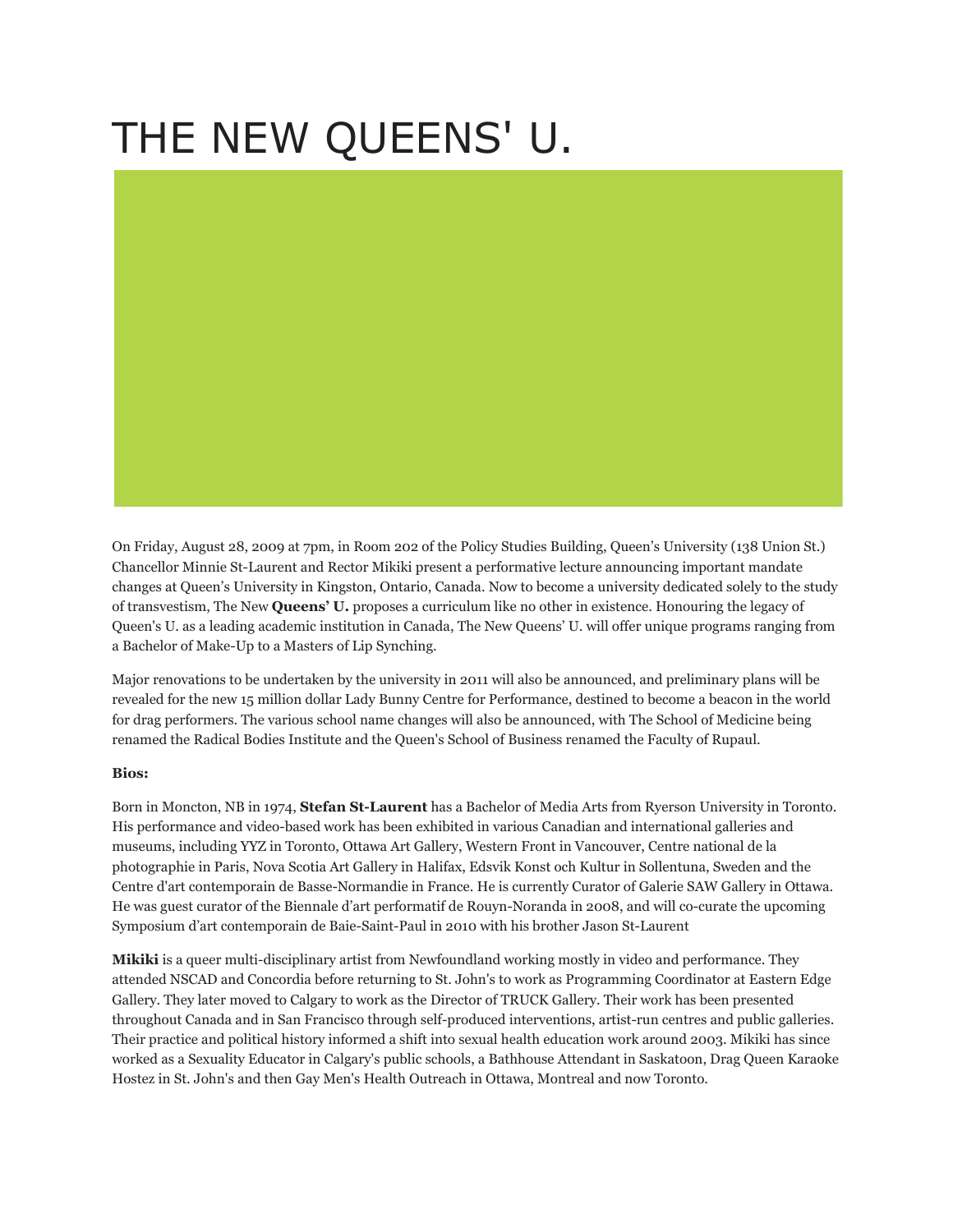# THE NEW QUEENS' U.

On Friday, August 28, 2009 at 7pm, in Room 202 of the Policy Studies Building, Queen's University (138 Union St.) Chancellor Minnie St-Laurent and Rector Mikiki present a performative lecture announcing important mandate changes at Queen's University in Kingston, Ontario, Canada. Now to become a university dedicated solely to the study of transvestism, The New **Queens' U.** proposes a curriculum like no other in existence. Honouring the legacy of Queen's U. as a leading academic institution in Canada, The New Queens' U. will offer unique programs ranging from a Bachelor of Make-Up to a Masters of Lip Synching.

Major renovations to be undertaken by the university in 2011 will also be announced, and preliminary plans will be revealed for the new 15 million dollar Lady Bunny Centre for Performance, destined to become a beacon in the world for drag performers. The various school name changes will also be announced, with The School of Medicine being renamed the Radical Bodies Institute and the Queen's School of Business renamed the Faculty of Rupaul.

**Bios:**

Born in Moncton, NB in 1974, **Stefan St-Laurent** has a Bachelor of Media Arts from Ryerson University in Toronto. His performance and video-based work has been exhibited in various Canadian and international galleries and museums, including YYZ in Toronto, Ottawa Art Gallery, Western Front in Vancouver, Centre national de la photographie in Paris, Nova Scotia Art Gallery in Halifax, Edsvik Konst och Kultur in Sollentuna, Sweden and the Centre d'art contemporain de Basse-Normandie in France. He is currently Curator of Galerie SAW Gallery in Ottawa. He was guest curator of the Biennale d'art performatif de Rouyn-Noranda in 2008, and will co-curate the upcoming Symposium d'art contemporain de Baie-Saint-Paul in 2010 with his brother Jason St-Laurent

**Mikiki** is a queer multi-disciplinary artist from Newfoundland working mostly in video and performance. They attended NSCAD and Concordia before returning to St. John's to work as Programming Coordinator at Eastern Edge Gallery. They later moved to Calgary to work as the Director of TRUCK Gallery. Their work has been presented throughout Canada and in San Francisco through self-produced interventions, artist-run centres and public galleries. Their practice and political history informed a shift into sexual health education work around 2003. Mikiki has since worked as a Sexuality Educator in Calgary's public schools, a Bathhouse Attendant in Saskatoon, Drag Queen Karaoke Hostez in St. John's and then Gay Men's Health Outreach in Ottawa, Montreal and now Toronto.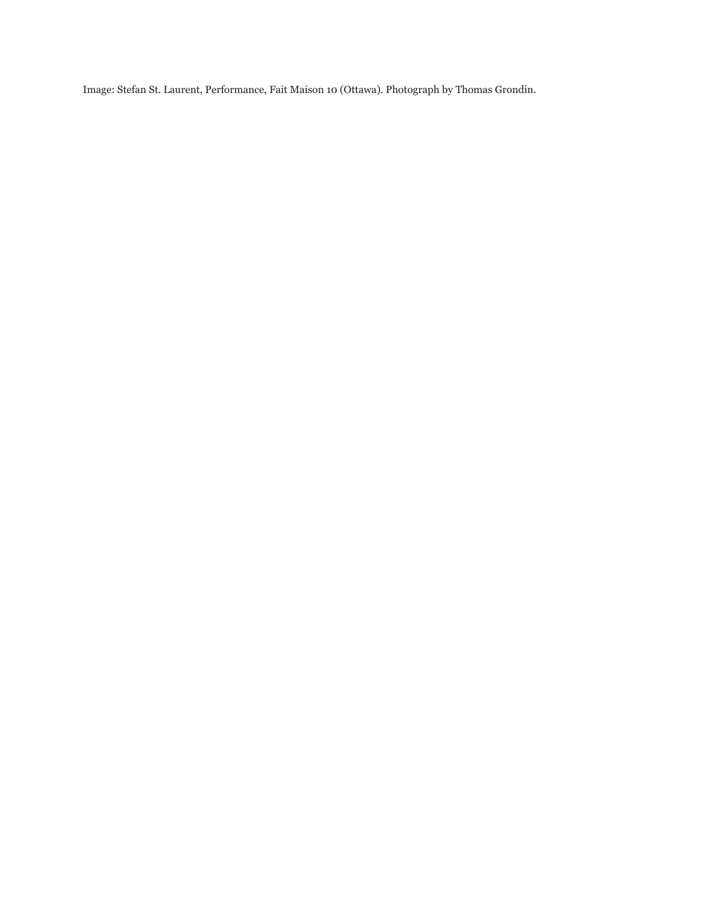Image: Stefan St. Laurent, Performance, Fait Maison 10 (Ottawa). Photograph by Thomas Grondin.